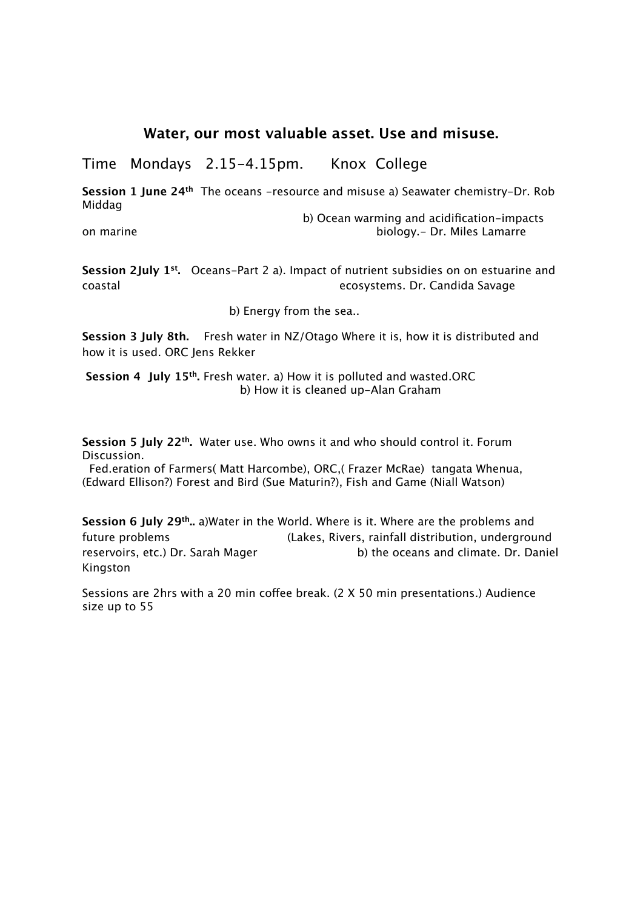## Water, our most valuable asset. Use and misuse.

Time Mondays 2.15-4.15pm. Knox College

**Session 1 June 24th** The oceans -resource and misuse a) Seawater chemistry-Dr. Rob Middag
b) Ocean warming and acidification-impacts on marine biology.- Dr. Miles Lamarre

**Session 2July 1st.** Oceans-Part 2 a). Impact of nutrient subsidies on on estuarine and coastal ecosystems. Dr. Candida Savage

b) Energy from the sea..

**Session 3 July 8th.** Fresh water in NZ/Otago Where it is, how it is distributed and how it is used. ORC Jens Rekker

**Session 4 July 15th.** Fresh water. a) How it is polluted and wasted.ORC
b) How it is cleaned up-Alan Graham

**Session 5 July 22th.** Water use. Who owns it and who should control it. Forum Discussion.
Fed.eration of Farmers( Matt Harcombe), ORC,( Frazer McRae) tangata Whenua, (Edward Ellison?) Forest and Bird (Sue Maturin?), Fish and Game (Niall Watson)

**Session 6 July 29th..** a)Water in the World. Where is it. Where are the problems and future problems (Lakes, Rivers, rainfall distribution, underground reservoirs, etc.) Dr. Sarah Mager b) the oceans and climate. Dr. Daniel Kingston

Sessions are 2hrs with a 20 min coffee break. (2 X 50 min presentations.) Audience size up to 55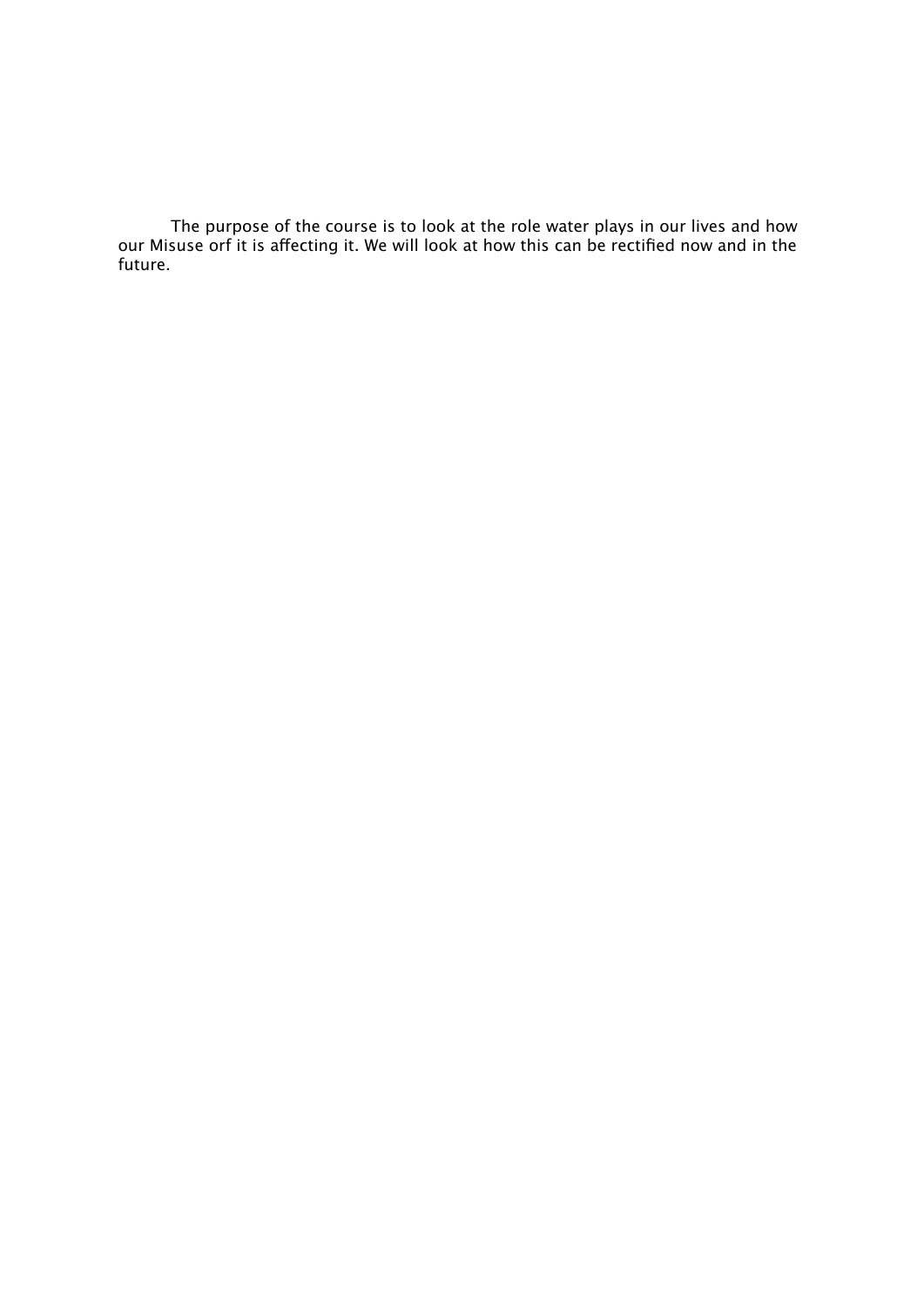The purpose of the course is to look at the role water plays in our lives and how our Misuse orf it is affecting it. We will look at how this can be rectified now and in the future.